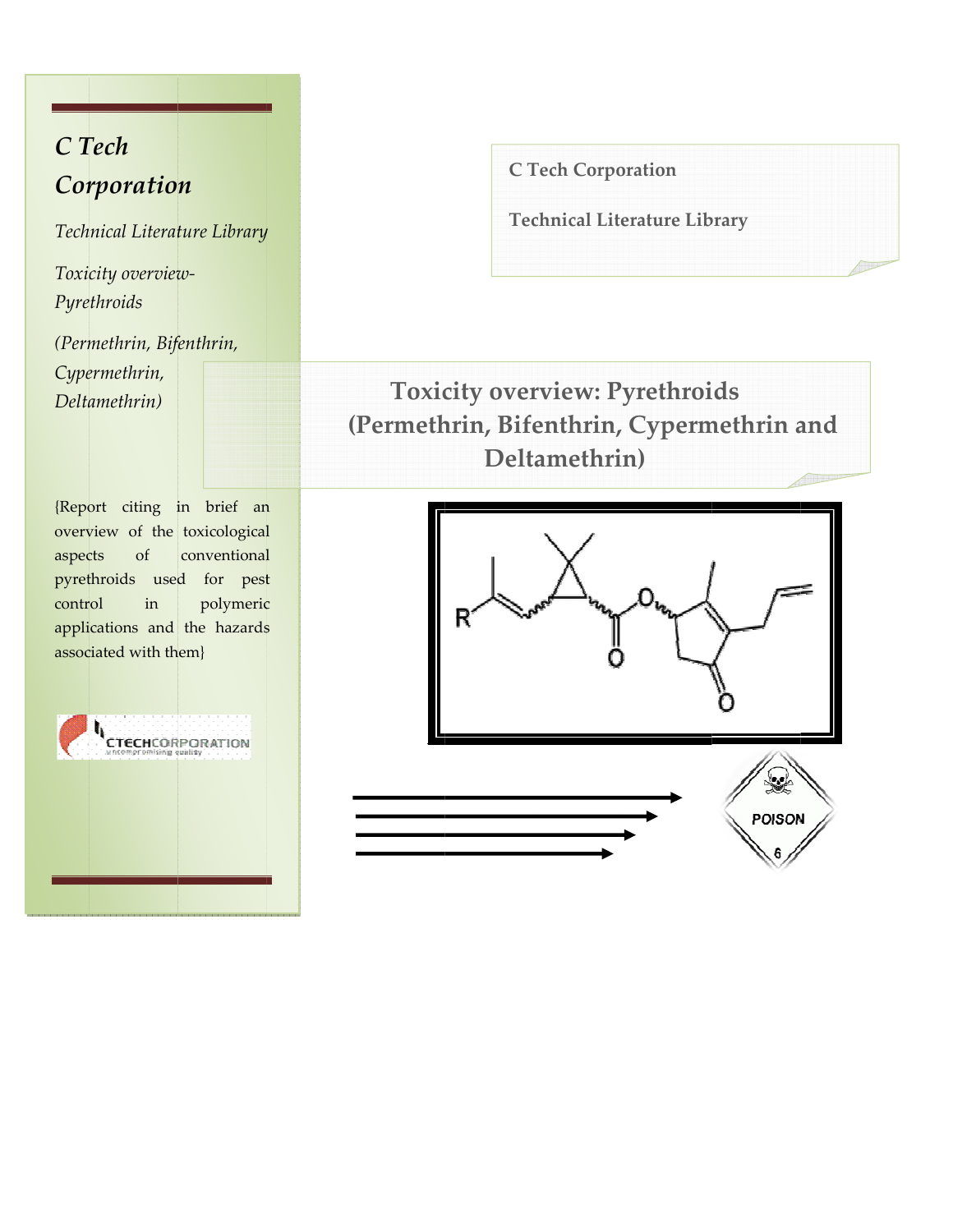*C Tech Corporation*

*Technical Literature Library*

*Toxicity overview-Pyrethroids*

*(Permethrin, Bifenthrin, Cypermethrin, Deltamethrin)*

{Report citing in brief an overview of the toxicological aspects of conventional pyrethroids used for pest control in polymeric applications and the hazards associated with them}

C Tech Corporation

Technical Literature Library

# Toxicity overview: Pyrethroids (Permethrin, Bifenthrin, Cypermethrin and Deltamethrin)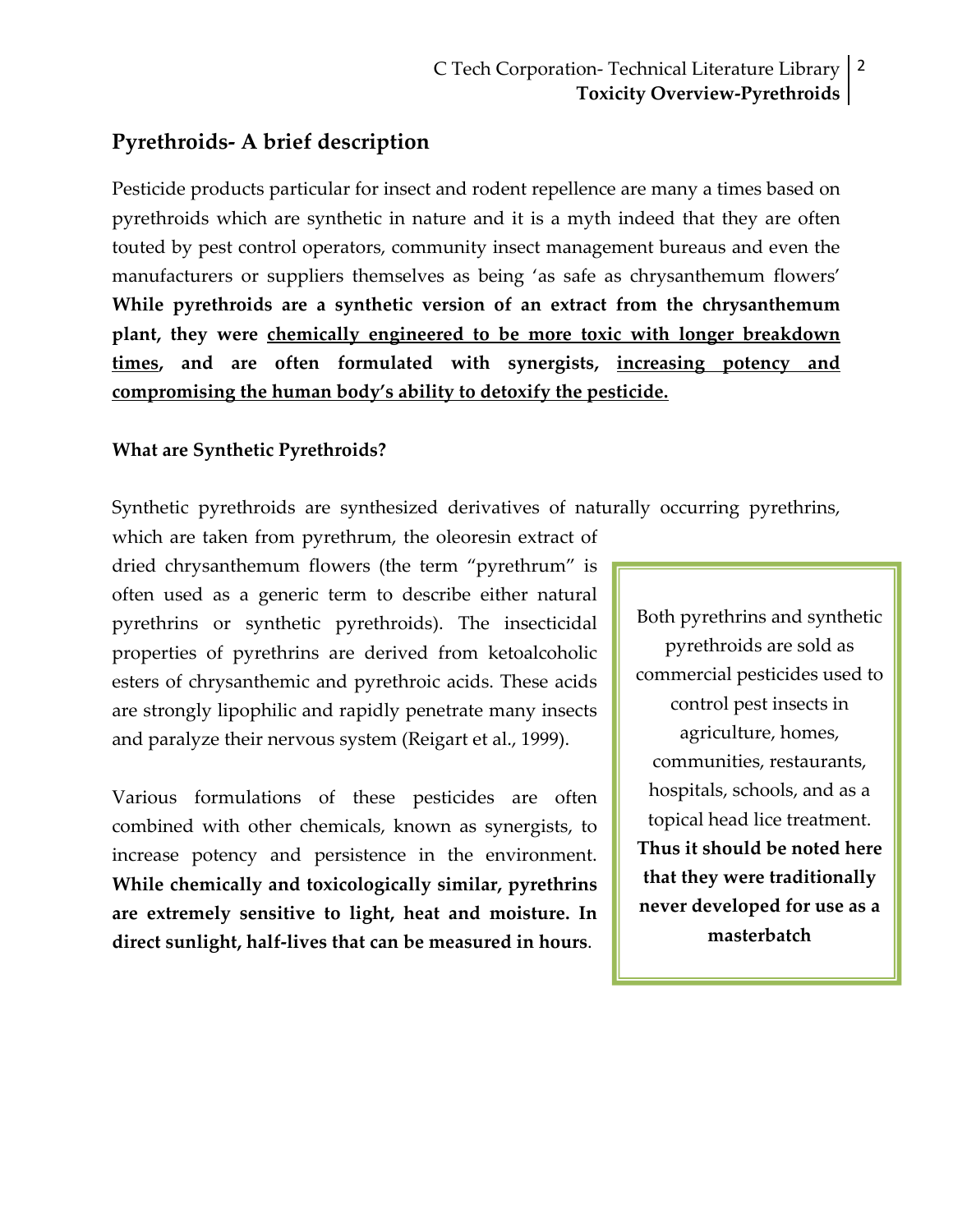## Pyrethroids- A brief description

Pesticide products particular for insect and rodent repellence are many a times based on pyrethroids which are synthetic in nature and it is a myth indeed that they are often touted by pest control operators, community insect management bureaus and even the manufacturers or suppliers themselves as being 'as safe as chrysanthemum flowers' **While pyrethroids are a synthetic version of an extract from the chrysanthemum plant, they were <u>chemically engineered to be more toxic with longer breakdown times</u>, and are often formulated with synergists, <u>increasing potency and compromising the human body's ability to detoxify the pesticide.</u>**

**What are Synthetic Pyrethroids?**

Synthetic pyrethroids are synthesized derivatives of naturally occurring pyrethrins, which are taken from pyrethrum, the oleoresin extract of dried chrysanthemum flowers (the term "pyrethrum" is often used as a generic term to describe either natural pyrethrins or synthetic pyrethroids). The insecticidal properties of pyrethrins are derived from ketoalcoholic esters of chrysanthemic and pyrethroic acids. These acids are strongly lipophilic and rapidly penetrate many insects and paralyze their nervous system (Reigart et al., 1999).

Various formulations of these pesticides are often combined with other chemicals, known as synergists, to increase potency and persistence in the environment. **While chemically and toxicologically similar, pyrethrins are extremely sensitive to light, heat and moisture. In direct sunlight, half-lives that can be measured in hours**.

> Both pyrethrins and synthetic pyrethroids are sold as commercial pesticides used to control pest insects in agriculture, homes, communities, restaurants, hospitals, schools, and as a topical head lice treatment. **Thus it should be noted here that they were traditionally never developed for use as a masterbatch**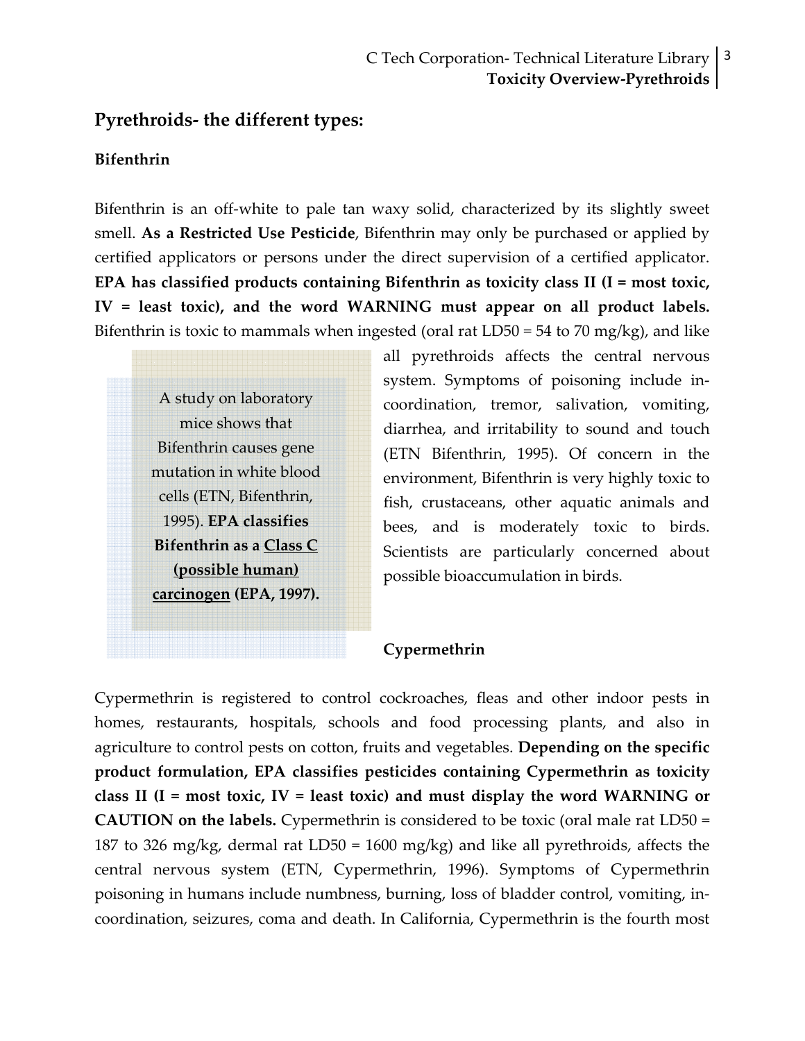## Pyrethroids- the different types:

### Bifenthrin

Bifenthrin is an off-white to pale tan waxy solid, characterized by its slightly sweet smell. **As a Restricted Use Pesticide**, Bifenthrin may only be purchased or applied by certified applicators or persons under the direct supervision of a certified applicator. **EPA has classified products containing Bifenthrin as toxicity class II (I = most toxic, IV = least toxic), and the word WARNING must appear on all product labels.** Bifenthrin is toxic to mammals when ingested (oral rat LD50 = 54 to 70 mg/kg), and like all pyrethroids affects the central nervous system. Symptoms of poisoning include in-coordination, tremor, salivation, vomiting, diarrhea, and irritability to sound and touch (ETN Bifenthrin, 1995). Of concern in the environment, Bifenthrin is very highly toxic to fish, crustaceans, other aquatic animals and bees, and is moderately toxic to birds. Scientists are particularly concerned about possible bioaccumulation in birds.

> A study on laboratory mice shows that Bifenthrin causes gene mutation in white blood cells (ETN, Bifenthrin, 1995). **EPA classifies Bifenthrin as a <u>Class C (possible human) carcinogen</u> (EPA, 1997).**

### Cypermethrin

Cypermethrin is registered to control cockroaches, fleas and other indoor pests in homes, restaurants, hospitals, schools and food processing plants, and also in agriculture to control pests on cotton, fruits and vegetables. **Depending on the specific product formulation, EPA classifies pesticides containing Cypermethrin as toxicity class II (I = most toxic, IV = least toxic) and must display the word WARNING or CAUTION on the labels.** Cypermethrin is considered to be toxic (oral male rat LD50 = 187 to 326 mg/kg, dermal rat LD50 = 1600 mg/kg) and like all pyrethroids, affects the central nervous system (ETN, Cypermethrin, 1996). Symptoms of Cypermethrin poisoning in humans include numbness, burning, loss of bladder control, vomiting, in-coordination, seizures, coma and death. In California, Cypermethrin is the fourth most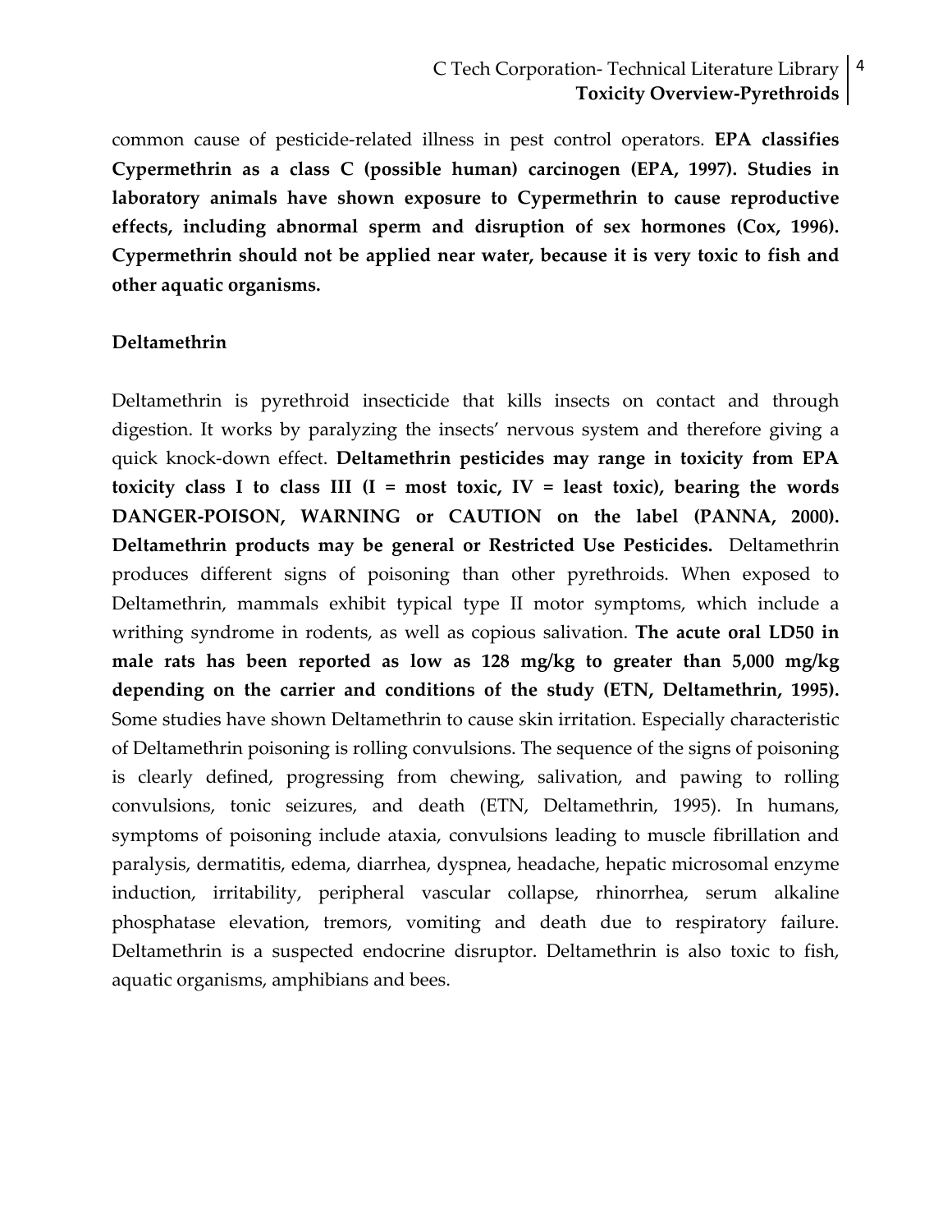common cause of pesticide-related illness in pest control operators. **EPA classifies Cypermethrin as a class C (possible human) carcinogen (EPA, 1997). Studies in laboratory animals have shown exposure to Cypermethrin to cause reproductive effects, including abnormal sperm and disruption of sex hormones (Cox, 1996). Cypermethrin should not be applied near water, because it is very toxic to fish and other aquatic organisms.**

**Deltamethrin**

Deltamethrin is pyrethroid insecticide that kills insects on contact and through digestion. It works by paralyzing the insects' nervous system and therefore giving a quick knock-down effect. **Deltamethrin pesticides may range in toxicity from EPA toxicity class I to class III (I = most toxic, IV = least toxic), bearing the words DANGER-POISON, WARNING or CAUTION on the label (PANNA, 2000). Deltamethrin products may be general or Restricted Use Pesticides.** Deltamethrin produces different signs of poisoning than other pyrethroids. When exposed to Deltamethrin, mammals exhibit typical type II motor symptoms, which include a writhing syndrome in rodents, as well as copious salivation. **The acute oral LD50 in male rats has been reported as low as 128 mg/kg to greater than 5,000 mg/kg depending on the carrier and conditions of the study (ETN, Deltamethrin, 1995).** Some studies have shown Deltamethrin to cause skin irritation. Especially characteristic of Deltamethrin poisoning is rolling convulsions. The sequence of the signs of poisoning is clearly defined, progressing from chewing, salivation, and pawing to rolling convulsions, tonic seizures, and death (ETN, Deltamethrin, 1995). In humans, symptoms of poisoning include ataxia, convulsions leading to muscle fibrillation and paralysis, dermatitis, edema, diarrhea, dyspnea, headache, hepatic microsomal enzyme induction, irritability, peripheral vascular collapse, rhinorrhea, serum alkaline phosphatase elevation, tremors, vomiting and death due to respiratory failure. Deltamethrin is a suspected endocrine disruptor. Deltamethrin is also toxic to fish, aquatic organisms, amphibians and bees.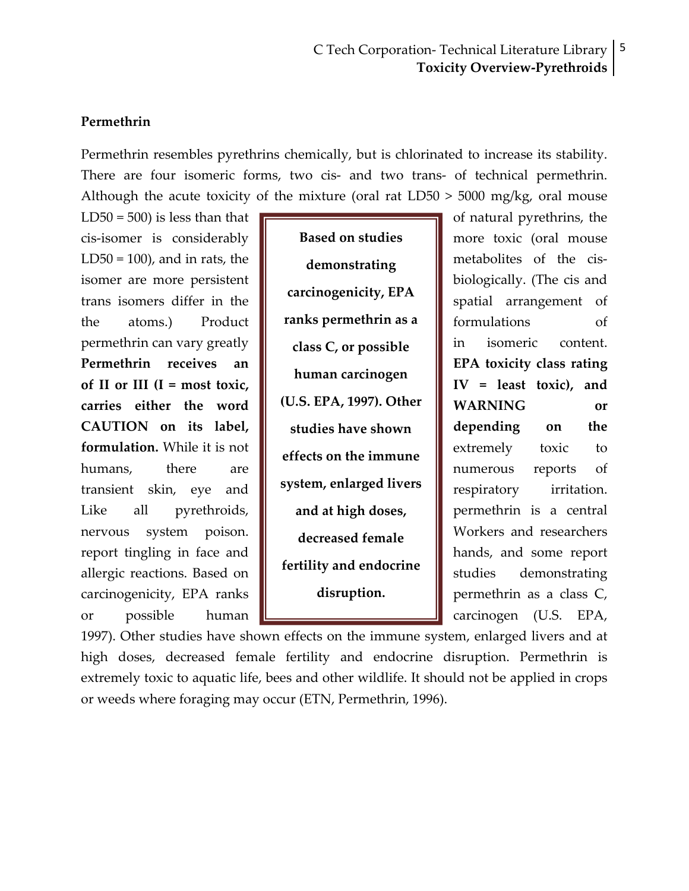## Permethrin

Permethrin resembles pyrethrins chemically, but is chlorinated to increase its stability. There are four isomeric forms, two cis- and two trans- of technical permethrin. Although the acute toxicity of the mixture (oral rat LD50 > 5000 mg/kg, oral mouse LD50 = 500) is less than that of natural pyrethrins, the cis-isomer is considerably more toxic (oral mouse LD50 = 100), and in rats, the metabolites of the cis-isomer are more persistent biologically. (The cis and trans isomers differ in the spatial arrangement of the atoms.) Product formulations of permethrin can vary greatly in isomeric content. **Permethrin receives an EPA toxicity class rating of II or III (I = most toxic, IV = least toxic), and carries either the word WARNING or CAUTION on its label, depending on the formulation.** While it is not extremely toxic to humans, there are numerous reports of transient skin, eye and respiratory irritation. Like all pyrethroids, permethrin is a central nervous system poison. Workers and researchers report tingling in face and hands, and some report allergic reactions. Based on studies demonstrating carcinogenicity, EPA ranks permethrin as a class C, or possible human carcinogen (U.S. EPA, 1997). Other studies have shown effects on the immune system, enlarged livers and at high doses, decreased female fertility and endocrine disruption. Permethrin is extremely toxic to aquatic life, bees and other wildlife. It should not be applied in crops or weeds where foraging may occur (ETN, Permethrin, 1996).

> **Based on studies demonstrating carcinogenicity, EPA ranks permethrin as a class C, or possible human carcinogen (U.S. EPA, 1997). Other studies have shown effects on the immune system, enlarged livers and at high doses, decreased female fertility and endocrine disruption.**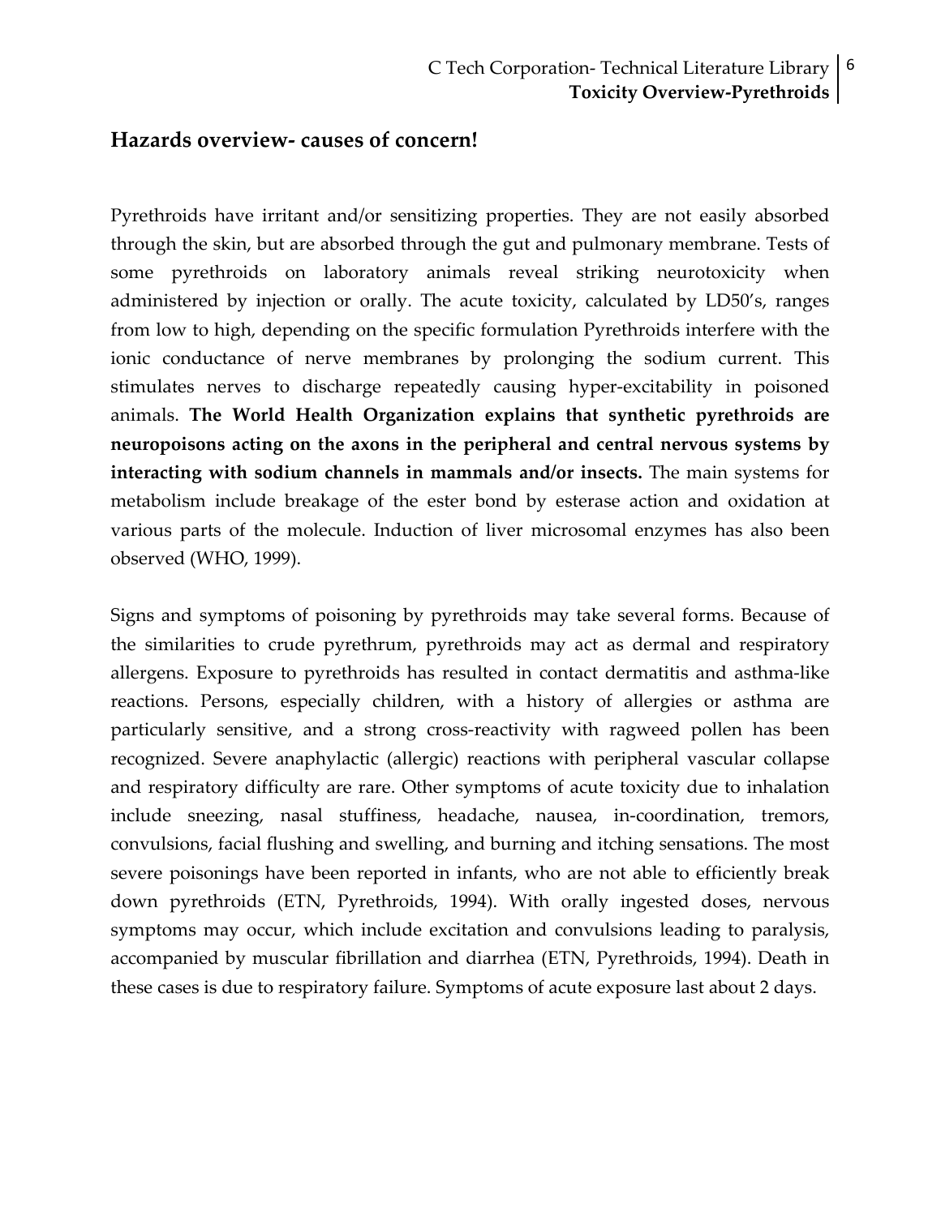## Hazards overview- causes of concern!

Pyrethroids have irritant and/or sensitizing properties. They are not easily absorbed through the skin, but are absorbed through the gut and pulmonary membrane. Tests of some pyrethroids on laboratory animals reveal striking neurotoxicity when administered by injection or orally. The acute toxicity, calculated by LD50's, ranges from low to high, depending on the specific formulation Pyrethroids interfere with the ionic conductance of nerve membranes by prolonging the sodium current. This stimulates nerves to discharge repeatedly causing hyper-excitability in poisoned animals. **The World Health Organization explains that synthetic pyrethroids are neuropoisons acting on the axons in the peripheral and central nervous systems by interacting with sodium channels in mammals and/or insects.** The main systems for metabolism include breakage of the ester bond by esterase action and oxidation at various parts of the molecule. Induction of liver microsomal enzymes has also been observed (WHO, 1999).

Signs and symptoms of poisoning by pyrethroids may take several forms. Because of the similarities to crude pyrethrum, pyrethroids may act as dermal and respiratory allergens. Exposure to pyrethroids has resulted in contact dermatitis and asthma-like reactions. Persons, especially children, with a history of allergies or asthma are particularly sensitive, and a strong cross-reactivity with ragweed pollen has been recognized. Severe anaphylactic (allergic) reactions with peripheral vascular collapse and respiratory difficulty are rare. Other symptoms of acute toxicity due to inhalation include sneezing, nasal stuffiness, headache, nausea, in-coordination, tremors, convulsions, facial flushing and swelling, and burning and itching sensations. The most severe poisonings have been reported in infants, who are not able to efficiently break down pyrethroids (ETN, Pyrethroids, 1994). With orally ingested doses, nervous symptoms may occur, which include excitation and convulsions leading to paralysis, accompanied by muscular fibrillation and diarrhea (ETN, Pyrethroids, 1994). Death in these cases is due to respiratory failure. Symptoms of acute exposure last about 2 days.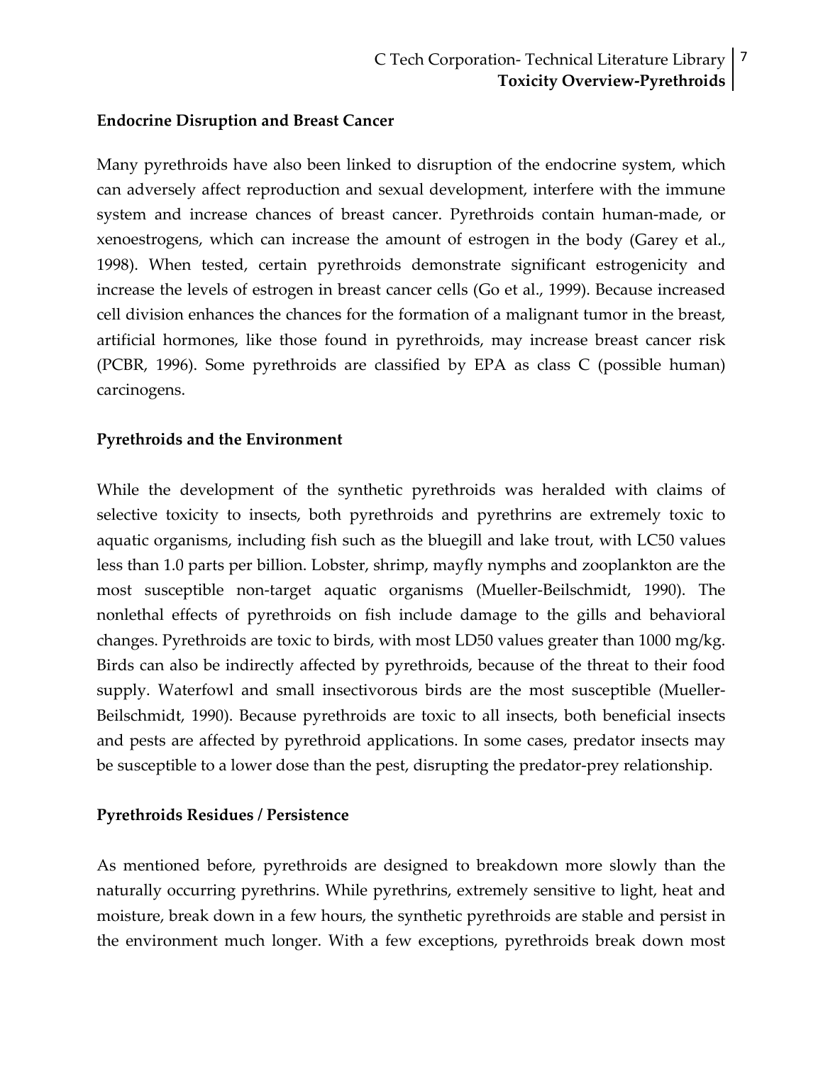## Endocrine Disruption and Breast Cancer

Many pyrethroids have also been linked to disruption of the endocrine system, which can adversely affect reproduction and sexual development, interfere with the immune system and increase chances of breast cancer. Pyrethroids contain human-made, or xenoestrogens, which can increase the amount of estrogen in the body (Garey et al., 1998). When tested, certain pyrethroids demonstrate significant estrogenicity and increase the levels of estrogen in breast cancer cells (Go et al., 1999). Because increased cell division enhances the chances for the formation of a malignant tumor in the breast, artificial hormones, like those found in pyrethroids, may increase breast cancer risk (PCBR, 1996). Some pyrethroids are classified by EPA as class C (possible human) carcinogens.

## Pyrethroids and the Environment

While the development of the synthetic pyrethroids was heralded with claims of selective toxicity to insects, both pyrethroids and pyrethrins are extremely toxic to aquatic organisms, including fish such as the bluegill and lake trout, with LC50 values less than 1.0 parts per billion. Lobster, shrimp, mayfly nymphs and zooplankton are the most susceptible non-target aquatic organisms (Mueller-Beilschmidt, 1990). The nonlethal effects of pyrethroids on fish include damage to the gills and behavioral changes. Pyrethroids are toxic to birds, with most LD50 values greater than 1000 mg/kg. Birds can also be indirectly affected by pyrethroids, because of the threat to their food supply. Waterfowl and small insectivorous birds are the most susceptible (Mueller-Beilschmidt, 1990). Because pyrethroids are toxic to all insects, both beneficial insects and pests are affected by pyrethroid applications. In some cases, predator insects may be susceptible to a lower dose than the pest, disrupting the predator-prey relationship.

## Pyrethroids Residues / Persistence

As mentioned before, pyrethroids are designed to breakdown more slowly than the naturally occurring pyrethrins. While pyrethrins, extremely sensitive to light, heat and moisture, break down in a few hours, the synthetic pyrethroids are stable and persist in the environment much longer. With a few exceptions, pyrethroids break down most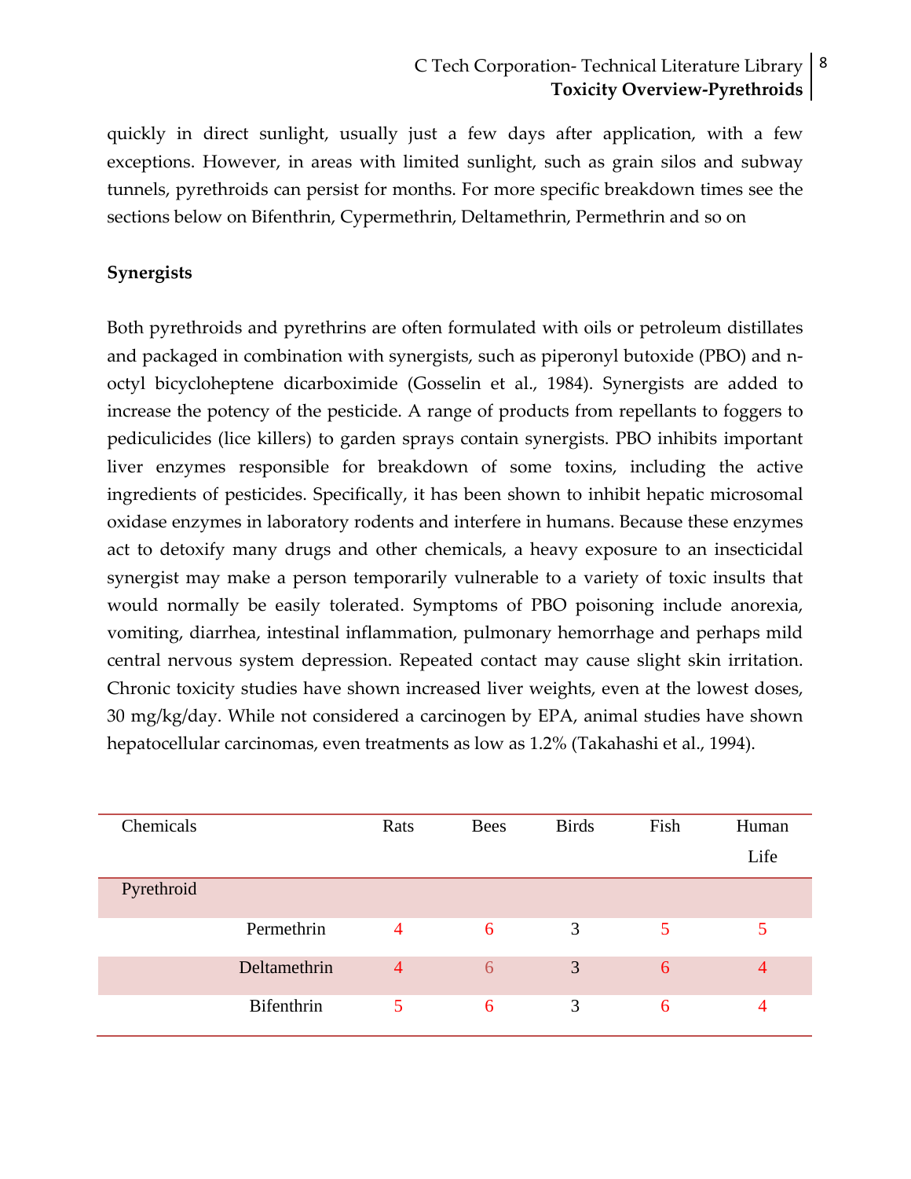quickly in direct sunlight, usually just a few days after application, with a few exceptions. However, in areas with limited sunlight, such as grain silos and subway tunnels, pyrethroids can persist for months. For more specific breakdown times see the sections below on Bifenthrin, Cypermethrin, Deltamethrin, Permethrin and so on

**Synergists**

Both pyrethroids and pyrethrins are often formulated with oils or petroleum distillates and packaged in combination with synergists, such as piperonyl butoxide (PBO) and n-octyl bicycloheptene dicarboximide (Gosselin et al., 1984). Synergists are added to increase the potency of the pesticide. A range of products from repellants to foggers to pediculicides (lice killers) to garden sprays contain synergists. PBO inhibits important liver enzymes responsible for breakdown of some toxins, including the active ingredients of pesticides. Specifically, it has been shown to inhibit hepatic microsomal oxidase enzymes in laboratory rodents and interfere in humans. Because these enzymes act to detoxify many drugs and other chemicals, a heavy exposure to an insecticidal synergist may make a person temporarily vulnerable to a variety of toxic insults that would normally be easily tolerated. Symptoms of PBO poisoning include anorexia, vomiting, diarrhea, intestinal inflammation, pulmonary hemorrhage and perhaps mild central nervous system depression. Repeated contact may cause slight skin irritation. Chronic toxicity studies have shown increased liver weights, even at the lowest doses, 30 mg/kg/day. While not considered a carcinogen by EPA, animal studies have shown hepatocellular carcinomas, even treatments as low as 1.2% (Takahashi et al., 1994).

| Chemicals | | Rats | Bees | Birds | Fish | Human Life |
|---|---|---|---|---|---|---|
| Pyrethroid | | | | | | |
| | Permethrin | 4 | 6 | 3 | 5 | 5 |
| | Deltamethrin | 4 | 6 | 3 | 6 | 4 |
| | Bifenthrin | 5 | 6 | 3 | 6 | 4 |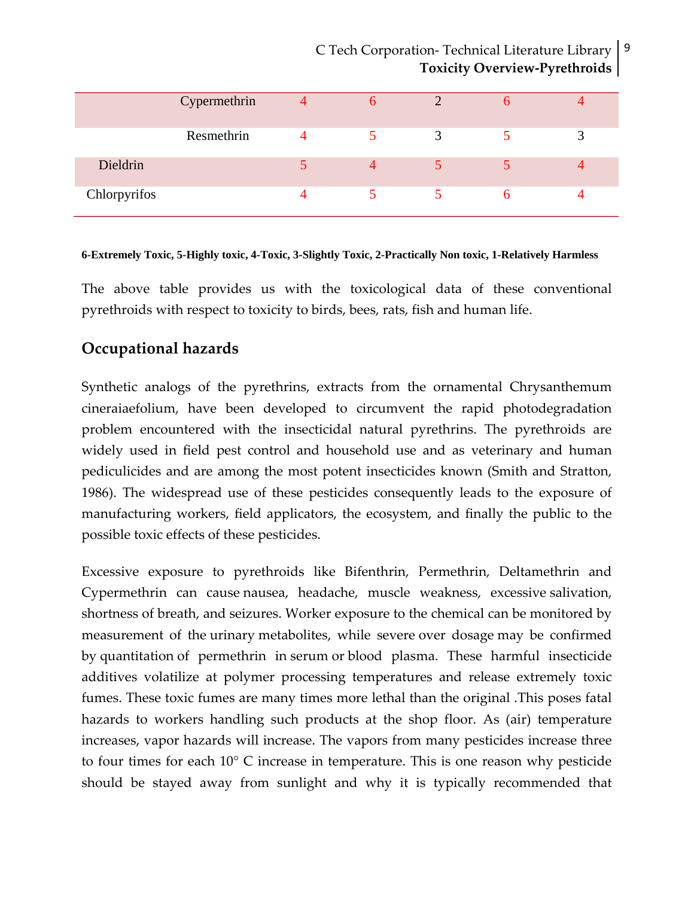| | | | | | | |
|---|---|---|---|---|---|---|
| | Cypermethrin | 4 | 6 | 2 | 6 | 4 |
| | Resmethrin | 4 | 5 | 3 | 5 | 3 |
| Dieldrin | | 5 | 4 | 5 | 5 | 4 |
| Chlorpyrifos | | 4 | 5 | 5 | 6 | 4 |

**6-Extremely Toxic, 5-Highly toxic, 4-Toxic, 3-Slightly Toxic, 2-Practically Non toxic, 1-Relatively Harmless**

The above table provides us with the toxicological data of these conventional pyrethroids with respect to toxicity to birds, bees, rats, fish and human life.

## Occupational hazards

Synthetic analogs of the pyrethrins, extracts from the ornamental Chrysanthemum cineraiaefolium, have been developed to circumvent the rapid photodegradation problem encountered with the insecticidal natural pyrethrins. The pyrethroids are widely used in field pest control and household use and as veterinary and human pediculicides and are among the most potent insecticides known (Smith and Stratton, 1986). The widespread use of these pesticides consequently leads to the exposure of manufacturing workers, field applicators, the ecosystem, and finally the public to the possible toxic effects of these pesticides.

Excessive exposure to pyrethroids like Bifenthrin, Permethrin, Deltamethrin and Cypermethrin can cause nausea, headache, muscle weakness, excessive salivation, shortness of breath, and seizures. Worker exposure to the chemical can be monitored by measurement of the urinary metabolites, while severe over dosage may be confirmed by quantitation of permethrin in serum or blood plasma. These harmful insecticide additives volatilize at polymer processing temperatures and release extremely toxic fumes. These toxic fumes are many times more lethal than the original .This poses fatal hazards to workers handling such products at the shop floor. As (air) temperature increases, vapor hazards will increase. The vapors from many pesticides increase three to four times for each 10° C increase in temperature. This is one reason why pesticide should be stayed away from sunlight and why it is typically recommended that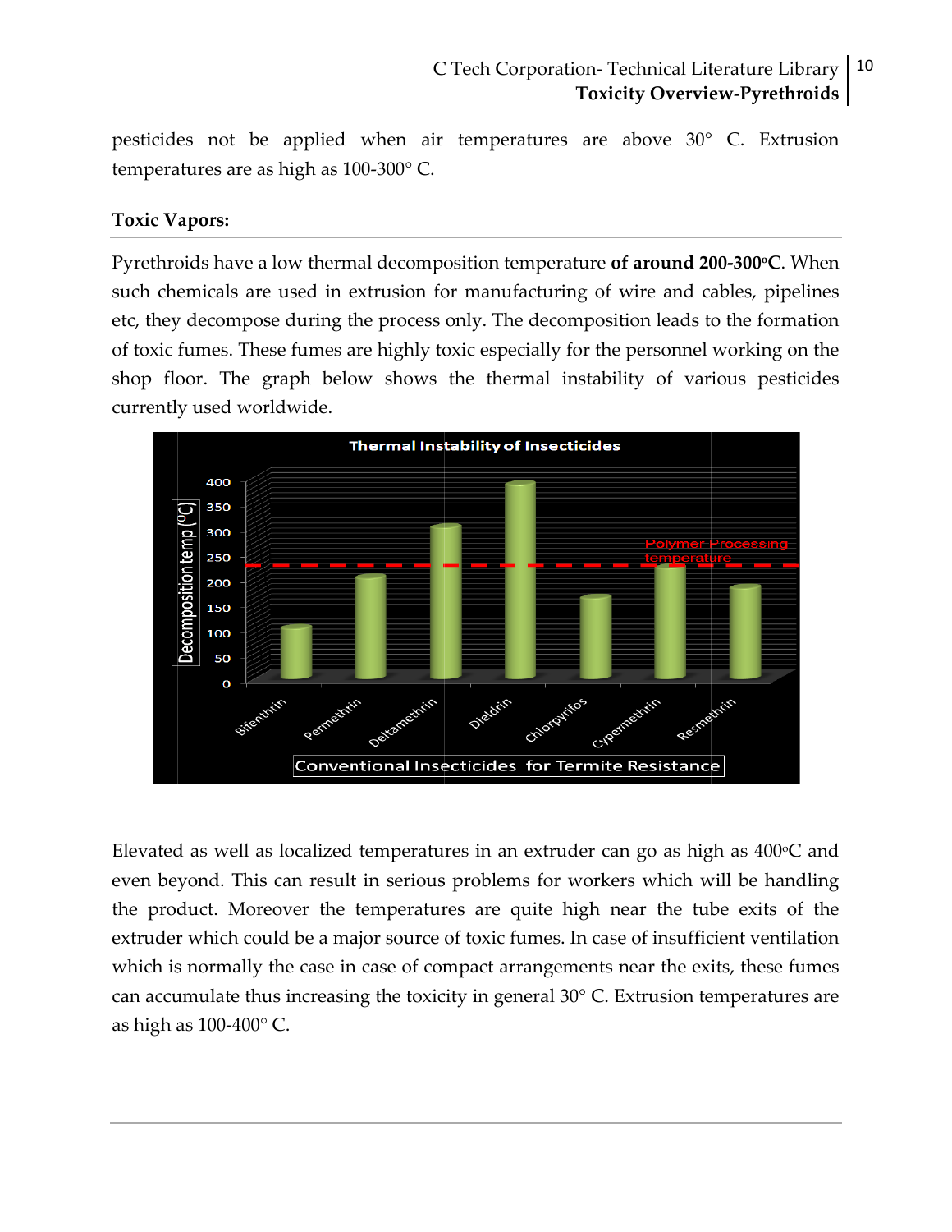pesticides not be applied when air temperatures are above 30° C. Extrusion temperatures are as high as 100-300° C.

### Toxic Vapors:

Pyrethroids have a low thermal decomposition temperature **of around 200-300°C**. When such chemicals are used in extrusion for manufacturing of wire and cables, pipelines etc, they decompose during the process only. The decomposition leads to the formation of toxic fumes. These fumes are highly toxic especially for the personnel working on the shop floor. The graph below shows the thermal instability of various pesticides currently used worldwide.

Elevated as well as localized temperatures in an extruder can go as high as 400°C and even beyond. This can result in serious problems for workers which will be handling the product. Moreover the temperatures are quite high near the tube exits of the extruder which could be a major source of toxic fumes. In case of insufficient ventilation which is normally the case in case of compact arrangements near the exits, these fumes can accumulate thus increasing the toxicity in general 30° C. Extrusion temperatures are as high as 100-400° C.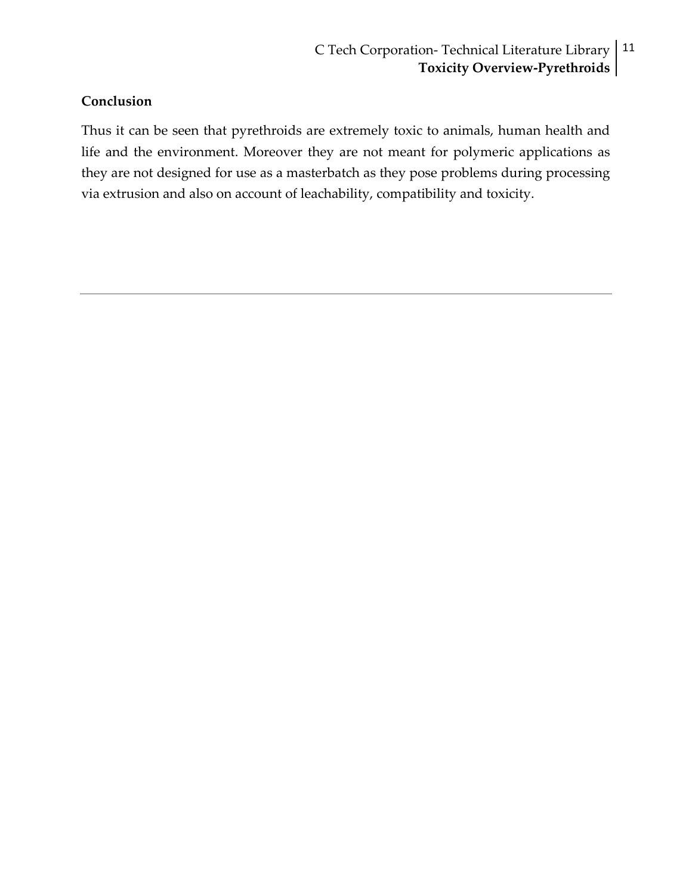## Conclusion

Thus it can be seen that pyrethroids are extremely toxic to animals, human health and life and the environment. Moreover they are not meant for polymeric applications as they are not designed for use as a masterbatch as they pose problems during processing via extrusion and also on account of leachability, compatibility and toxicity.